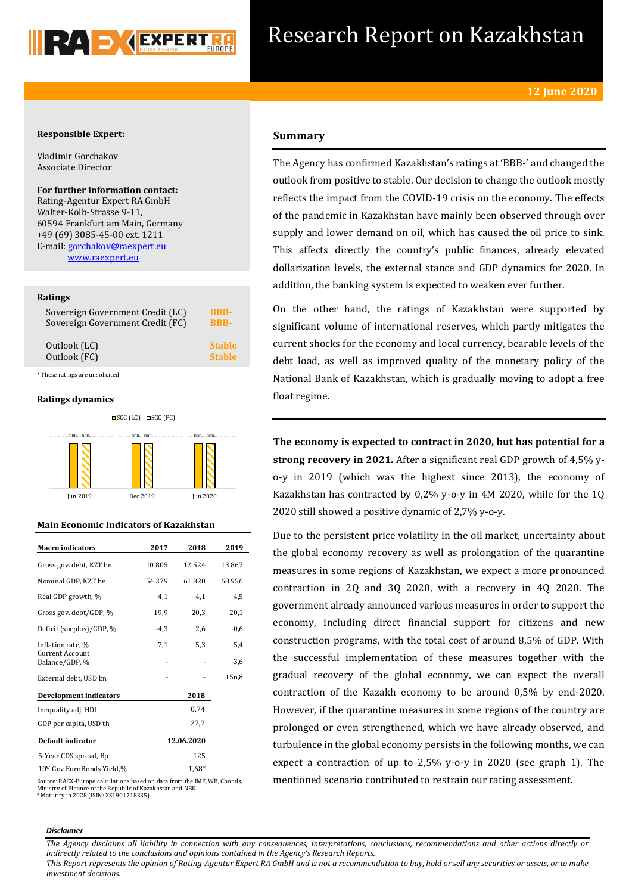# Research Report on Kazakhstan

**12 June 2020**

**Responsible Expert:**

Vladimir Gorchakov
Associate Director

**For further information contact:**
Rating-Agentur Expert RA GmbH
Walter-Kolb-Strasse 9-11,
60594 Frankfurt am Main, Germany
+49 (69) 3085-45-00 ext. 1211
E-mail: gorchakov@raexpert.eu
www.raexpert.eu

### Ratings

| | |
|---|---|
| Sovereign Government Credit (LC) | BBB- |
| Sovereign Government Credit (FC) | BBB- |
| Outlook (LC) | Stable |
| Outlook (FC) | Stable |

*These ratings are unsolicited

### Ratings dynamics

| | SGC (LC) | SGC (FC) |
|---|---|---|
| Jun 2019 | BBB- | BBB- |
| Dec 2019 | BBB- | BBB- |
| Jun 2020 | BBB- | BBB- |

### Main Economic Indicators of Kazakhstan

| Macro indicators | 2017 | 2018 | 2019 |
|---|---|---|---|
| Gross gov. debt, KZT bn | 10 805 | 12 524 | 13 867 |
| Nominal GDP, KZT bn | 54 379 | 61 820 | 68 956 |
| Real GDP growth, % | 4,1 | 4,1 | 4,5 |
| Gross gov. debt/GDP, % | 19,9 | 20,3 | 20,1 |
| Deficit (surplus)/GDP, % | -4,3 | 2,6 | -0,6 |
| Inflation rate, % | 7,1 | 5,3 | 5,4 |
| Current Account Balance/GDP, % | - | - | -3,6 |
| External debt, USD bn | - | - | 156,8 |
| **Development indicators** | | **2018** | |
| Inequality adj. HDI | | 0,74 | |
| GDP per capita, USD th | | 27,7 | |
| **Default indicator** | | **12.06.2020** | |
| 5-Year CDS spread, Bp | | 125 | |
| 10Y Gov EuroBonds Yield,% | | 1,68* | |

Source: RAEX-Europe calculations based on data from the IMF, WB, Cbonds, Ministry of Finance of the Republic of Kazakhstan and NBK.
*Maturity in 2028 (ISIN: XS1901718335)

## Summary

The Agency has confirmed Kazakhstan's ratings at 'BBB-' and changed the outlook from positive to stable. Our decision to change the outlook mostly reflects the impact from the COVID-19 crisis on the economy. The effects of the pandemic in Kazakhstan have mainly been observed through over supply and lower demand on oil, which has caused the oil price to sink. This affects directly the country's public finances, already elevated dollarization levels, the external stance and GDP dynamics for 2020. In addition, the banking system is expected to weaken ever further.

On the other hand, the ratings of Kazakhstan were supported by significant volume of international reserves, which partly mitigates the current shocks for the economy and local currency, bearable levels of the debt load, as well as improved quality of the monetary policy of the National Bank of Kazakhstan, which is gradually moving to adopt a free float regime.

**The economy is expected to contract in 2020, but has potential for a strong recovery in 2021.** After a significant real GDP growth of 4,5% y-o-y in 2019 (which was the highest since 2013), the economy of Kazakhstan has contracted by 0,2% y-o-y in 4M 2020, while for the 1Q 2020 still showed a positive dynamic of 2,7% y-o-y.

Due to the persistent price volatility in the oil market, uncertainty about the global economy recovery as well as prolongation of the quarantine measures in some regions of Kazakhstan, we expect a more pronounced contraction in 2Q and 3Q 2020, with a recovery in 4Q 2020. The government already announced various measures in order to support the economy, including direct financial support for citizens and new construction programs, with the total cost of around 8,5% of GDP. With the successful implementation of these measures together with the gradual recovery of the global economy, we can expect the overall contraction of the Kazakh economy to be around 0,5% by end-2020. However, if the quarantine measures in some regions of the country are prolonged or even strengthened, which we have already observed, and turbulence in the global economy persists in the following months, we can expect a contraction of up to 2,5% y-o-y in 2020 (see graph 1). The mentioned scenario contributed to restrain our rating assessment.

***Disclaimer***

*The Agency disclaims all liability in connection with any consequences, interpretations, conclusions, recommendations and other actions directly or indirectly related to the conclusions and opinions contained in the Agency's Research Reports.*
*This Report represents the opinion of Rating-Agentur Expert RA GmbH and is not a recommendation to buy, hold or sell any securities or assets, or to make investment decisions.*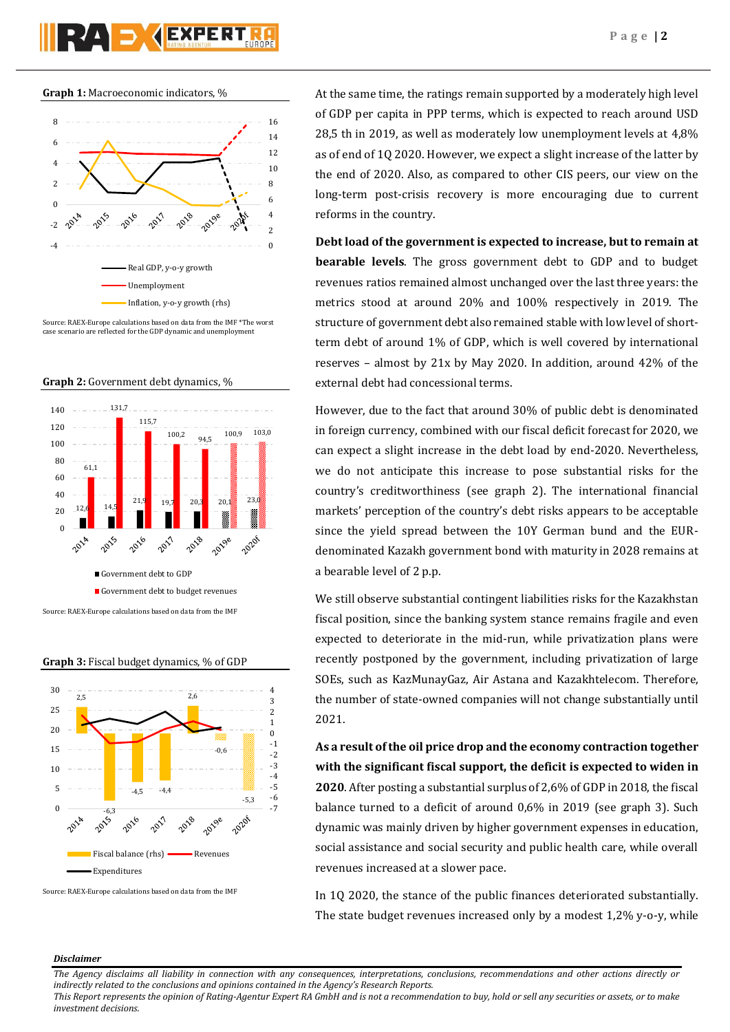**Graph 1:** Macroeconomic indicators, %

Source: RAEX-Europe calculations based on data from the IMF *The worst case scenario are reflected for the GDP dynamic and unemployment

**Graph 2:** Government debt dynamics, %

Source: RAEX-Europe calculations based on data from the IMF

**Graph 3:** Fiscal budget dynamics, % of GDP

Source: RAEX-Europe calculations based on data from the IMF

At the same time, the ratings remain supported by a moderately high level of GDP per capita in PPP terms, which is expected to reach around USD 28,5 th in 2019, as well as moderately low unemployment levels at 4,8% as of end of 1Q 2020. However, we expect a slight increase of the latter by the end of 2020. Also, as compared to other CIS peers, our view on the long-term post-crisis recovery is more encouraging due to current reforms in the country.

**Debt load of the government is expected to increase, but to remain at bearable levels**. The gross government debt to GDP and to budget revenues ratios remained almost unchanged over the last three years: the metrics stood at around 20% and 100% respectively in 2019. The structure of government debt also remained stable with low level of short-term debt of around 1% of GDP, which is well covered by international reserves – almost by 21x by May 2020. In addition, around 42% of the external debt had concessional terms.

However, due to the fact that around 30% of public debt is denominated in foreign currency, combined with our fiscal deficit forecast for 2020, we can expect a slight increase in the debt load by end-2020. Nevertheless, we do not anticipate this increase to pose substantial risks for the country's creditworthiness (see graph 2). The international financial markets' perception of the country's debt risks appears to be acceptable since the yield spread between the 10Y German bund and the EUR-denominated Kazakh government bond with maturity in 2028 remains at a bearable level of 2 p.p.

We still observe substantial contingent liabilities risks for the Kazakhstan fiscal position, since the banking system stance remains fragile and even expected to deteriorate in the mid-run, while privatization plans were recently postponed by the government, including privatization of large SOEs, such as KazMunayGaz, Air Astana and Kazakhtelecom. Therefore, the number of state-owned companies will not change substantially until 2021.

**As a result of the oil price drop and the economy contraction together with the significant fiscal support, the deficit is expected to widen in 2020**. After posting a substantial surplus of 2,6% of GDP in 2018, the fiscal balance turned to a deficit of around 0,6% in 2019 (see graph 3). Such dynamic was mainly driven by higher government expenses in education, social assistance and social security and public health care, while overall revenues increased at a slower pace.

In 1Q 2020, the stance of the public finances deteriorated substantially. The state budget revenues increased only by a modest 1,2% y-o-y, while

***Disclaimer***

*The Agency disclaims all liability in connection with any consequences, interpretations, conclusions, recommendations and other actions directly or indirectly related to the conclusions and opinions contained in the Agency's Research Reports.*
*This Report represents the opinion of Rating-Agentur Expert RA GmbH and is not a recommendation to buy, hold or sell any securities or assets, or to make investment decisions.*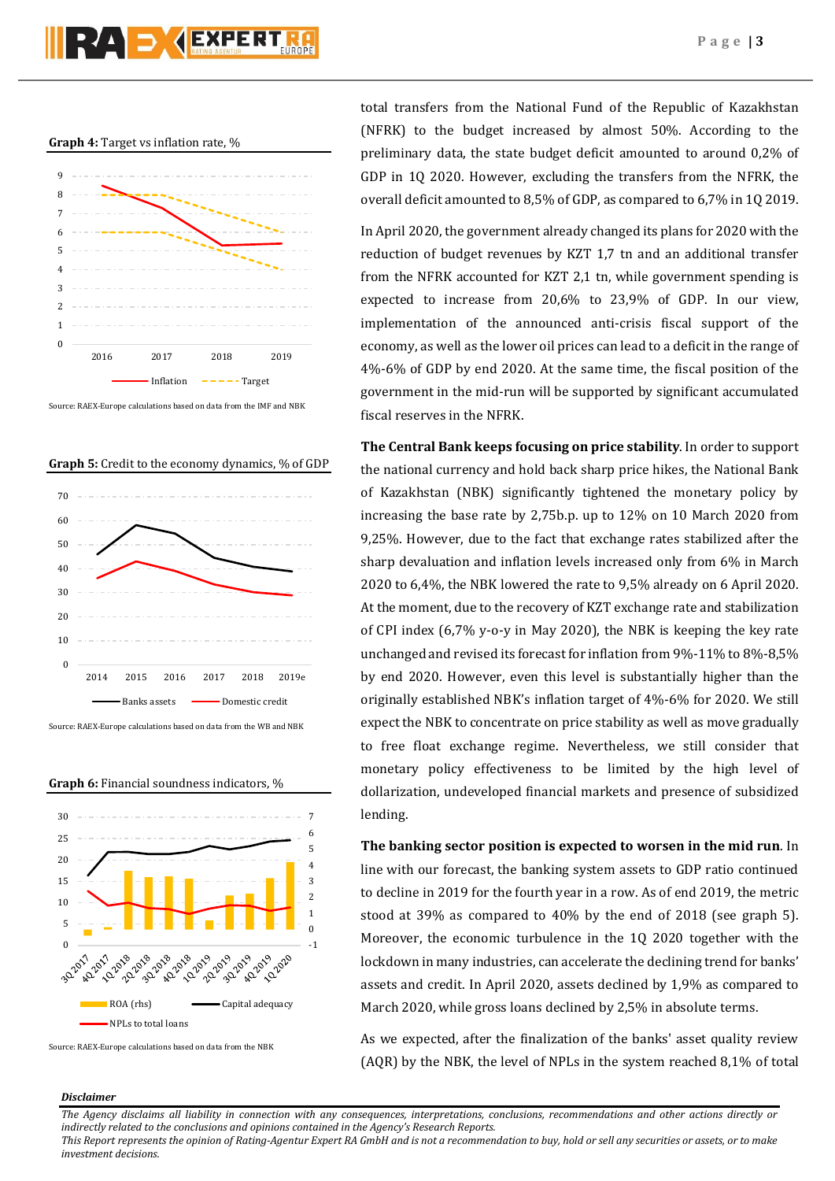**Graph 4:** Target vs inflation rate, %

Source: RAEX-Europe calculations based on data from the IMF and NBK

**Graph 5:** Credit to the economy dynamics, % of GDP

Source: RAEX-Europe calculations based on data from the WB and NBK

**Graph 6:** Financial soundness indicators, %

Source: RAEX-Europe calculations based on data from the NBK

total transfers from the National Fund of the Republic of Kazakhstan (NFRK) to the budget increased by almost 50%. According to the preliminary data, the state budget deficit amounted to around 0,2% of GDP in 1Q 2020. However, excluding the transfers from the NFRK, the overall deficit amounted to 8,5% of GDP, as compared to 6,7% in 1Q 2019.

In April 2020, the government already changed its plans for 2020 with the reduction of budget revenues by KZT 1,7 tn and an additional transfer from the NFRK accounted for KZT 2,1 tn, while government spending is expected to increase from 20,6% to 23,9% of GDP. In our view, implementation of the announced anti-crisis fiscal support of the economy, as well as the lower oil prices can lead to a deficit in the range of 4%-6% of GDP by end 2020. At the same time, the fiscal position of the government in the mid-run will be supported by significant accumulated fiscal reserves in the NFRK.

**The Central Bank keeps focusing on price stability**. In order to support the national currency and hold back sharp price hikes, the National Bank of Kazakhstan (NBK) significantly tightened the monetary policy by increasing the base rate by 2,75b.p. up to 12% on 10 March 2020 from 9,25%. However, due to the fact that exchange rates stabilized after the sharp devaluation and inflation levels increased only from 6% in March 2020 to 6,4%, the NBK lowered the rate to 9,5% already on 6 April 2020. At the moment, due to the recovery of KZT exchange rate and stabilization of CPI index (6,7% y-o-y in May 2020), the NBK is keeping the key rate unchanged and revised its forecast for inflation from 9%-11% to 8%-8,5% by end 2020. However, even this level is substantially higher than the originally established NBK's inflation target of 4%-6% for 2020. We still expect the NBK to concentrate on price stability as well as move gradually to free float exchange regime. Nevertheless, we still consider that monetary policy effectiveness to be limited by the high level of dollarization, undeveloped financial markets and presence of subsidized lending.

**The banking sector position is expected to worsen in the mid run**. In line with our forecast, the banking system assets to GDP ratio continued to decline in 2019 for the fourth year in a row. As of end 2019, the metric stood at 39% as compared to 40% by the end of 2018 (see graph 5). Moreover, the economic turbulence in the 1Q 2020 together with the lockdown in many industries, can accelerate the declining trend for banks' assets and credit. In April 2020, assets declined by 1,9% as compared to March 2020, while gross loans declined by 2,5% in absolute terms.

As we expected, after the finalization of the banks' asset quality review (AQR) by the NBK, the level of NPLs in the system reached 8,1% of total

***Disclaimer***

*The Agency disclaims all liability in connection with any consequences, interpretations, conclusions, recommendations and other actions directly or indirectly related to the conclusions and opinions contained in the Agency's Research Reports.*
*This Report represents the opinion of Rating-Agentur Expert RA GmbH and is not a recommendation to buy, hold or sell any securities or assets, or to make investment decisions.*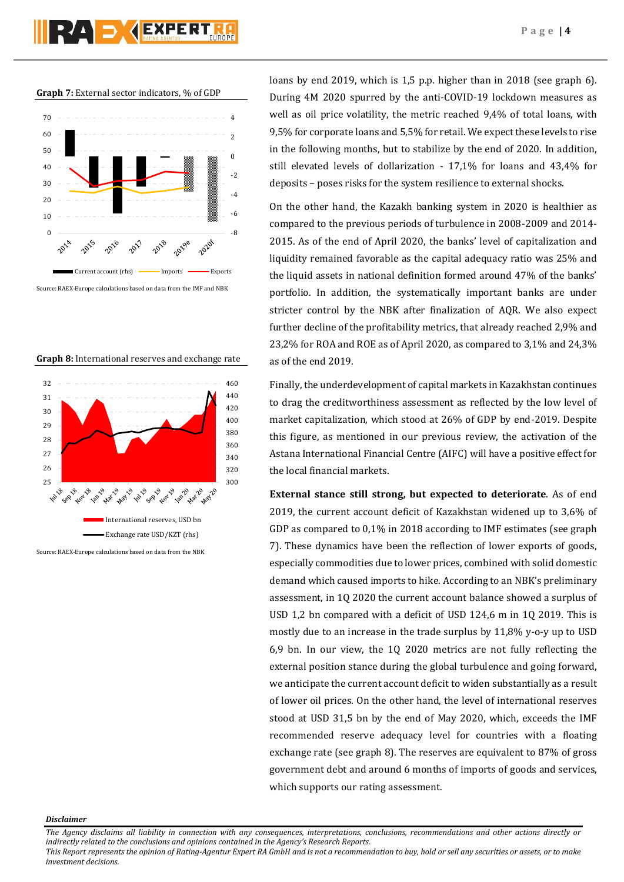**Graph 7:** External sector indicators, % of GDP

Source: RAEX-Europe calculations based on data from the IMF and NBK

**Graph 8:** International reserves and exchange rate

Source: RAEX-Europe calculations based on data from the NBK

loans by end 2019, which is 1,5 p.p. higher than in 2018 (see graph 6). During 4M 2020 spurred by the anti-COVID-19 lockdown measures as well as oil price volatility, the metric reached 9,4% of total loans, with 9,5% for corporate loans and 5,5% for retail. We expect these levels to rise in the following months, but to stabilize by the end of 2020. In addition, still elevated levels of dollarization - 17,1% for loans and 43,4% for deposits – poses risks for the system resilience to external shocks.

On the other hand, the Kazakh banking system in 2020 is healthier as compared to the previous periods of turbulence in 2008-2009 and 2014-2015. As of the end of April 2020, the banks' level of capitalization and liquidity remained favorable as the capital adequacy ratio was 25% and the liquid assets in national definition formed around 47% of the banks' portfolio. In addition, the systematically important banks are under stricter control by the NBK after finalization of AQR. We also expect further decline of the profitability metrics, that already reached 2,9% and 23,2% for ROA and ROE as of April 2020, as compared to 3,1% and 24,3% as of the end 2019.

Finally, the underdevelopment of capital markets in Kazakhstan continues to drag the creditworthiness assessment as reflected by the low level of market capitalization, which stood at 26% of GDP by end-2019. Despite this figure, as mentioned in our previous review, the activation of the Astana International Financial Centre (AIFC) will have a positive effect for the local financial markets.

**External stance still strong, but expected to deteriorate**. As of end 2019, the current account deficit of Kazakhstan widened up to 3,6% of GDP as compared to 0,1% in 2018 according to IMF estimates (see graph 7). These dynamics have been the reflection of lower exports of goods, especially commodities due to lower prices, combined with solid domestic demand which caused imports to hike. According to an NBK's preliminary assessment, in 1Q 2020 the current account balance showed a surplus of USD 1,2 bn compared with a deficit of USD 124,6 m in 1Q 2019. This is mostly due to an increase in the trade surplus by 11,8% y-o-y up to USD 6,9 bn. In our view, the 1Q 2020 metrics are not fully reflecting the external position stance during the global turbulence and going forward, we anticipate the current account deficit to widen substantially as a result of lower oil prices. On the other hand, the level of international reserves stood at USD 31,5 bn by the end of May 2020, which, exceeds the IMF recommended reserve adequacy level for countries with a floating exchange rate (see graph 8). The reserves are equivalent to 87% of gross government debt and around 6 months of imports of goods and services, which supports our rating assessment.

***Disclaimer***

*The Agency disclaims all liability in connection with any consequences, interpretations, conclusions, recommendations and other actions directly or indirectly related to the conclusions and opinions contained in the Agency's Research Reports.*
*This Report represents the opinion of Rating-Agentur Expert RA GmbH and is not a recommendation to buy, hold or sell any securities or assets, or to make investment decisions.*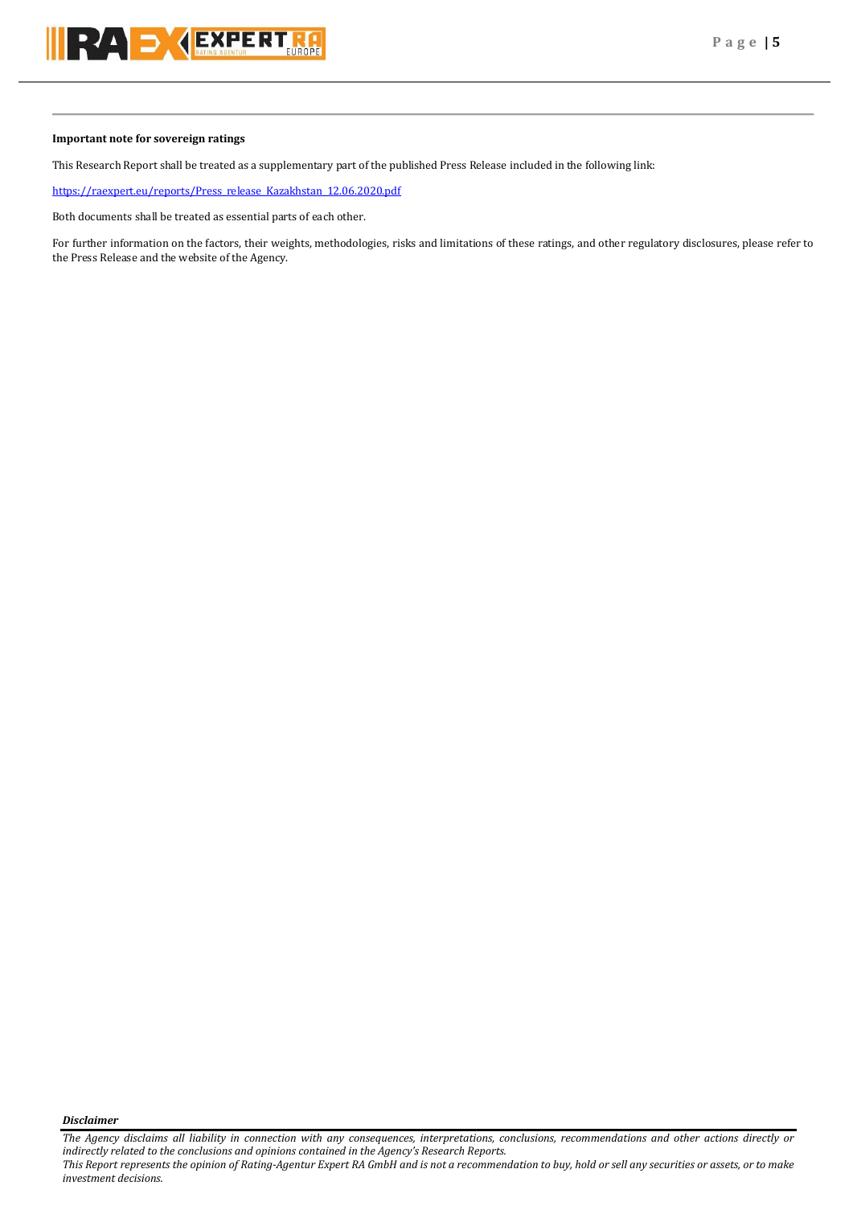**Important note for sovereign ratings**

This Research Report shall be treated as a supplementary part of the published Press Release included in the following link:

https://raexpert.eu/reports/Press_release_Kazakhstan_12.06.2020.pdf

Both documents shall be treated as essential parts of each other.

For further information on the factors, their weights, methodologies, risks and limitations of these ratings, and other regulatory disclosures, please refer to the Press Release and the website of the Agency.

***Disclaimer***

*The Agency disclaims all liability in connection with any consequences, interpretations, conclusions, recommendations and other actions directly or indirectly related to the conclusions and opinions contained in the Agency's Research Reports.*

*This Report represents the opinion of Rating-Agentur Expert RA GmbH and is not a recommendation to buy, hold or sell any securities or assets, or to make investment decisions.*